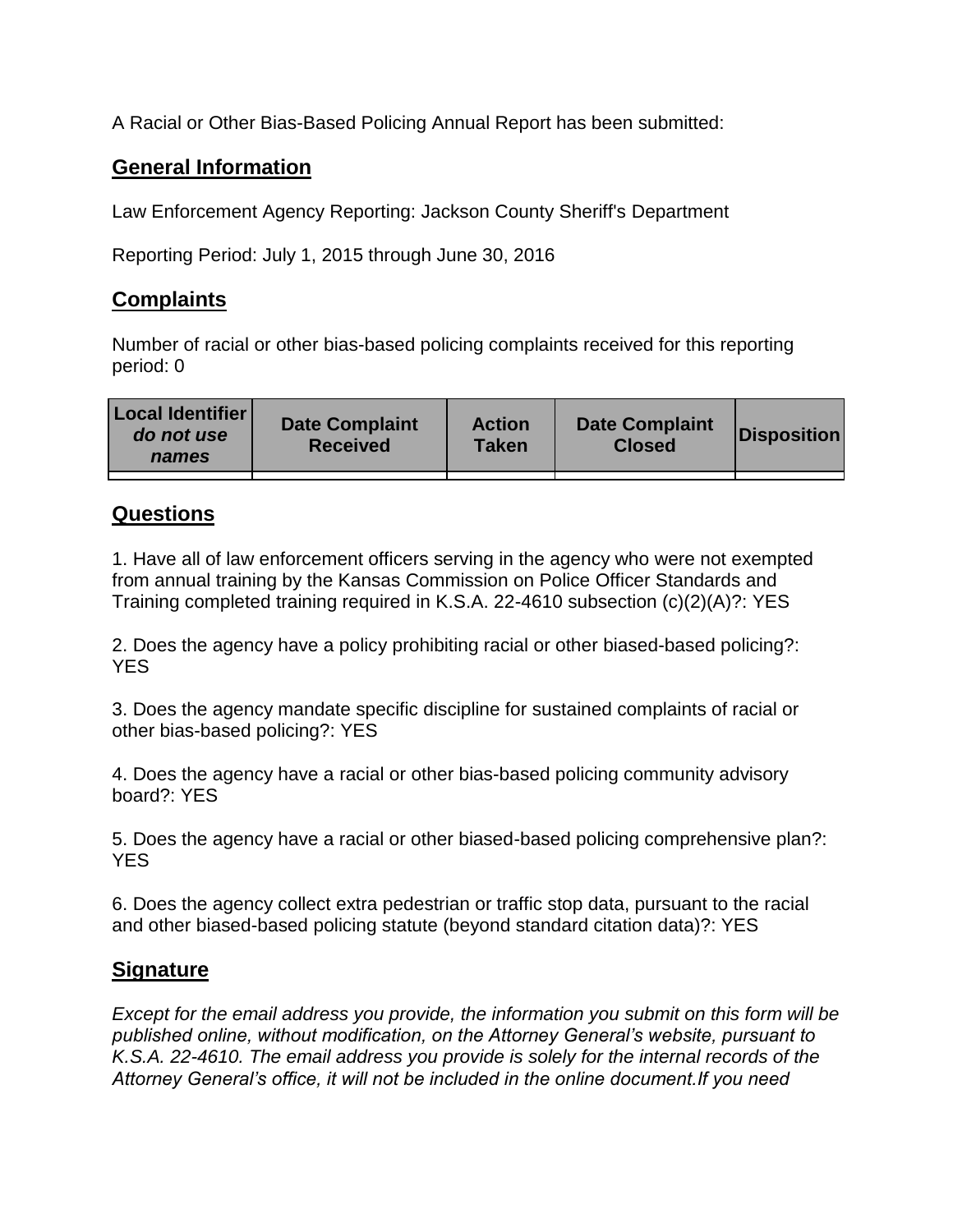A Racial or Other Bias-Based Policing Annual Report has been submitted:

## General Information

Law Enforcement Agency Reporting: Jackson County Sheriff's Department

Reporting Period: July 1, 2015 through June 30, 2016

## Complaints

Number of racial or other bias-based policing complaints received for this reporting period: 0

| Local Identifier *do not use names* | Date Complaint Received | Action Taken | Date Complaint Closed | Disposition |
|---|---|---|---|---|
| | | | | |

## Questions

1. Have all of law enforcement officers serving in the agency who were not exempted from annual training by the Kansas Commission on Police Officer Standards and Training completed training required in K.S.A. 22-4610 subsection (c)(2)(A)?: YES

2. Does the agency have a policy prohibiting racial or other biased-based policing?: YES

3. Does the agency mandate specific discipline for sustained complaints of racial or other bias-based policing?: YES

4. Does the agency have a racial or other bias-based policing community advisory board?: YES

5. Does the agency have a racial or other biased-based policing comprehensive plan?: YES

6. Does the agency collect extra pedestrian or traffic stop data, pursuant to the racial and other biased-based policing statute (beyond standard citation data)?: YES

## Signature

*Except for the email address you provide, the information you submit on this form will be published online, without modification, on the Attorney General's website, pursuant to K.S.A. 22-4610. The email address you provide is solely for the internal records of the Attorney General's office, it will not be included in the online document.If you need*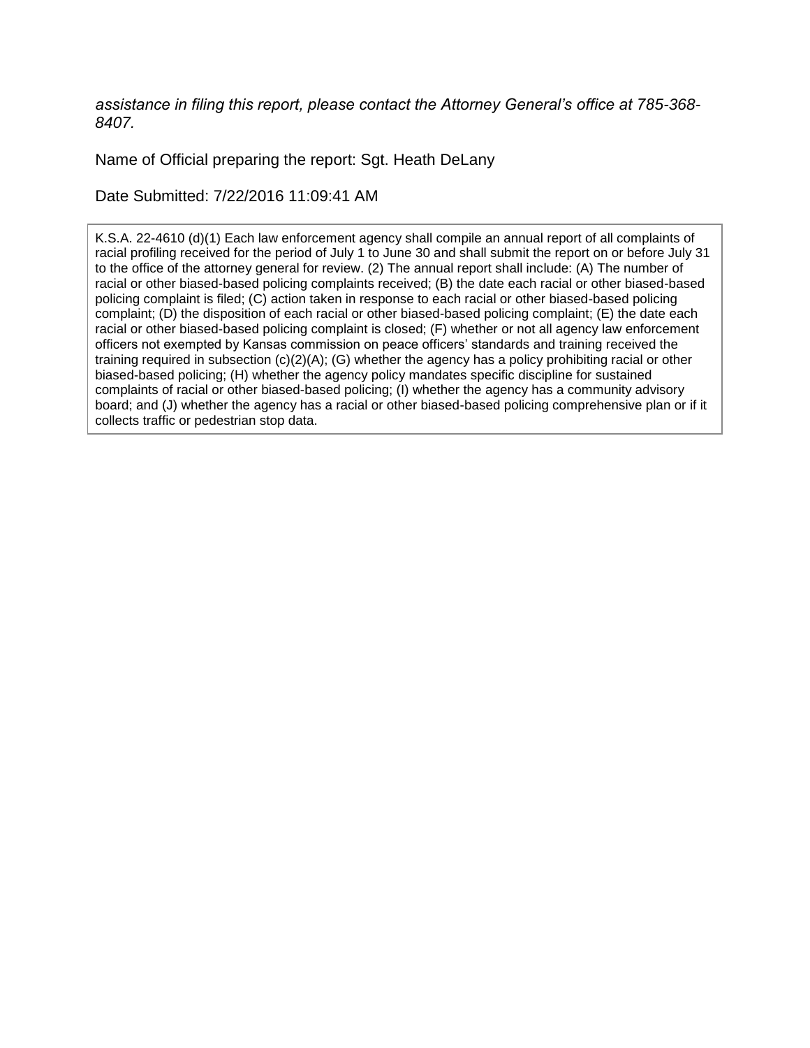*assistance in filing this report, please contact the Attorney General's office at 785-368-8407.*

Name of Official preparing the report: Sgt. Heath DeLany

Date Submitted: 7/22/2016 11:09:41 AM

K.S.A. 22-4610 (d)(1) Each law enforcement agency shall compile an annual report of all complaints of racial profiling received for the period of July 1 to June 30 and shall submit the report on or before July 31 to the office of the attorney general for review. (2) The annual report shall include: (A) The number of racial or other biased-based policing complaints received; (B) the date each racial or other biased-based policing complaint is filed; (C) action taken in response to each racial or other biased-based policing complaint; (D) the disposition of each racial or other biased-based policing complaint; (E) the date each racial or other biased-based policing complaint is closed; (F) whether or not all agency law enforcement officers not exempted by Kansas commission on peace officers' standards and training received the training required in subsection (c)(2)(A); (G) whether the agency has a policy prohibiting racial or other biased-based policing; (H) whether the agency policy mandates specific discipline for sustained complaints of racial or other biased-based policing; (I) whether the agency has a community advisory board; and (J) whether the agency has a racial or other biased-based policing comprehensive plan or if it collects traffic or pedestrian stop data.